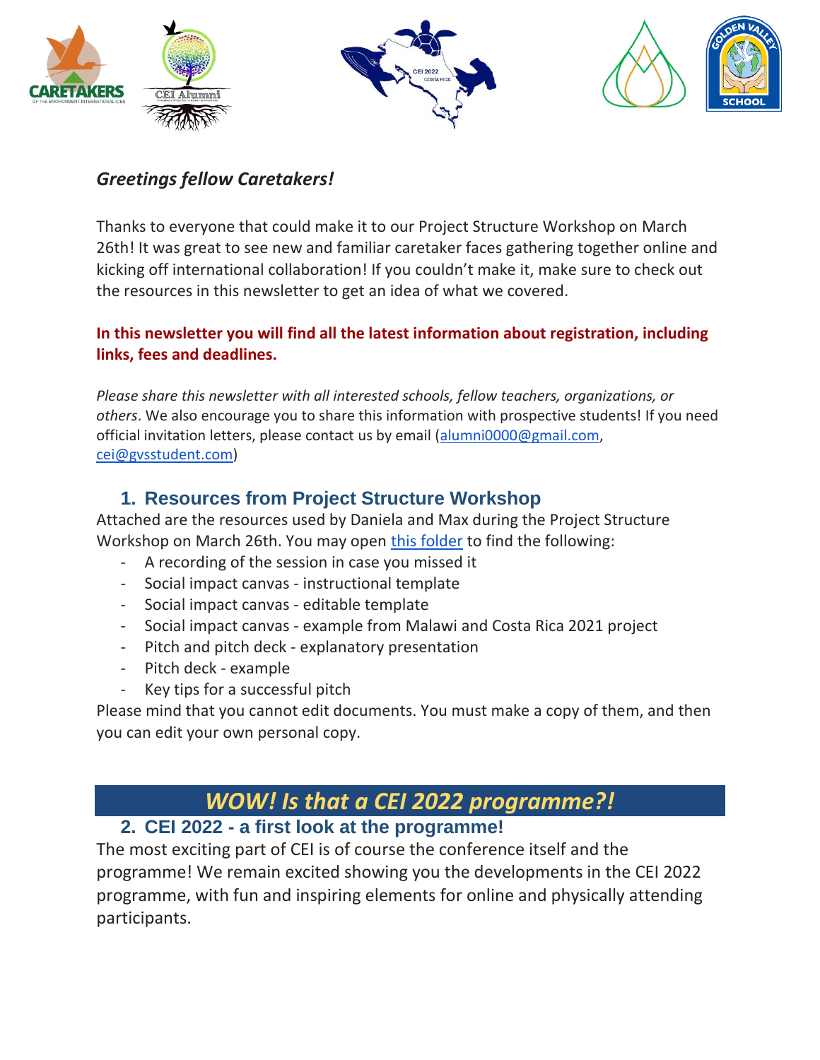*Greetings fellow Caretakers!*

Thanks to everyone that could make it to our Project Structure Workshop on March 26th! It was great to see new and familiar caretaker faces gathering together online and kicking off international collaboration! If you couldn't make it, make sure to check out the resources in this newsletter to get an idea of what we covered.

**In this newsletter you will find all the latest information about registration, including links, fees and deadlines.**

*Please share this newsletter with all interested schools, fellow teachers, organizations, or others*. We also encourage you to share this information with prospective students! If you need official invitation letters, please contact us by email (alumni0000@gmail.com, cei@gvsstudent.com)

## 1. Resources from Project Structure Workshop

Attached are the resources used by Daniela and Max during the Project Structure Workshop on March 26th. You may open this folder to find the following:

- A recording of the session in case you missed it
- Social impact canvas - instructional template
- Social impact canvas - editable template
- Social impact canvas - example from Malawi and Costa Rica 2021 project
- Pitch and pitch deck - explanatory presentation
- Pitch deck - example
- Key tips for a successful pitch

Please mind that you cannot edit documents. You must make a copy of them, and then you can edit your own personal copy.

# *WOW! Is that a CEI 2022 programme?!*

## 2. CEI 2022 - a first look at the programme!

The most exciting part of CEI is of course the conference itself and the programme! We remain excited showing you the developments in the CEI 2022 programme, with fun and inspiring elements for online and physically attending participants.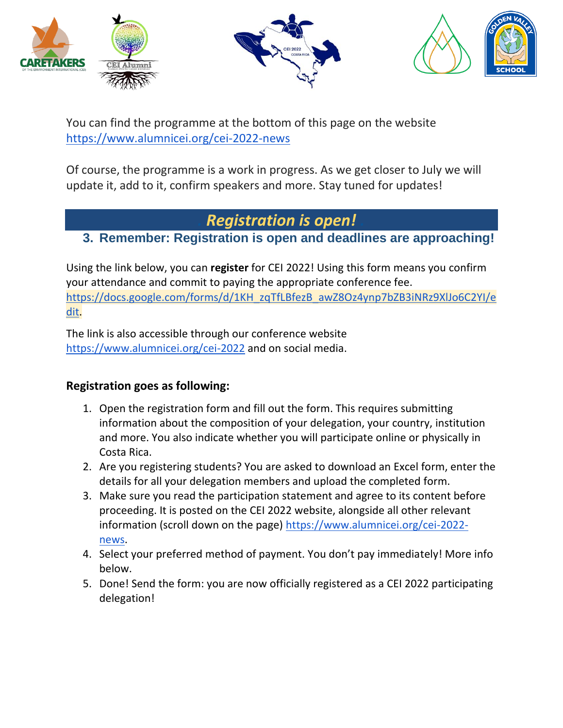You can find the programme at the bottom of this page on the website [https://www.alumnicei.org/cei-2022-news](https://www.alumnicei.org/cei-2022-news)

Of course, the programme is a work in progress. As we get closer to July we will update it, add to it, confirm speakers and more. Stay tuned for updates!

## *Registration is open!*

### 3. Remember: Registration is open and deadlines are approaching!

Using the link below, you can **register** for CEI 2022! Using this form means you confirm your attendance and commit to paying the appropriate conference fee. [https://docs.google.com/forms/d/1KH_zqTfLBfezB_awZ8Oz4ynp7bZB3iNRz9XlJo6C2YI/edit](https://docs.google.com/forms/d/1KH_zqTfLBfezB_awZ8Oz4ynp7bZB3iNRz9XlJo6C2YI/edit).

The link is also accessible through our conference website [https://www.alumnicei.org/cei-2022](https://www.alumnicei.org/cei-2022) and on social media.

**Registration goes as following:**

1. Open the registration form and fill out the form. This requires submitting information about the composition of your delegation, your country, institution and more. You also indicate whether you will participate online or physically in Costa Rica.
2. Are you registering students? You are asked to download an Excel form, enter the details for all your delegation members and upload the completed form.
3. Make sure you read the participation statement and agree to its content before proceeding. It is posted on the CEI 2022 website, alongside all other relevant information (scroll down on the page) [https://www.alumnicei.org/cei-2022-news](https://www.alumnicei.org/cei-2022-news).
4. Select your preferred method of payment. You don't pay immediately! More info below.
5. Done! Send the form: you are now officially registered as a CEI 2022 participating delegation!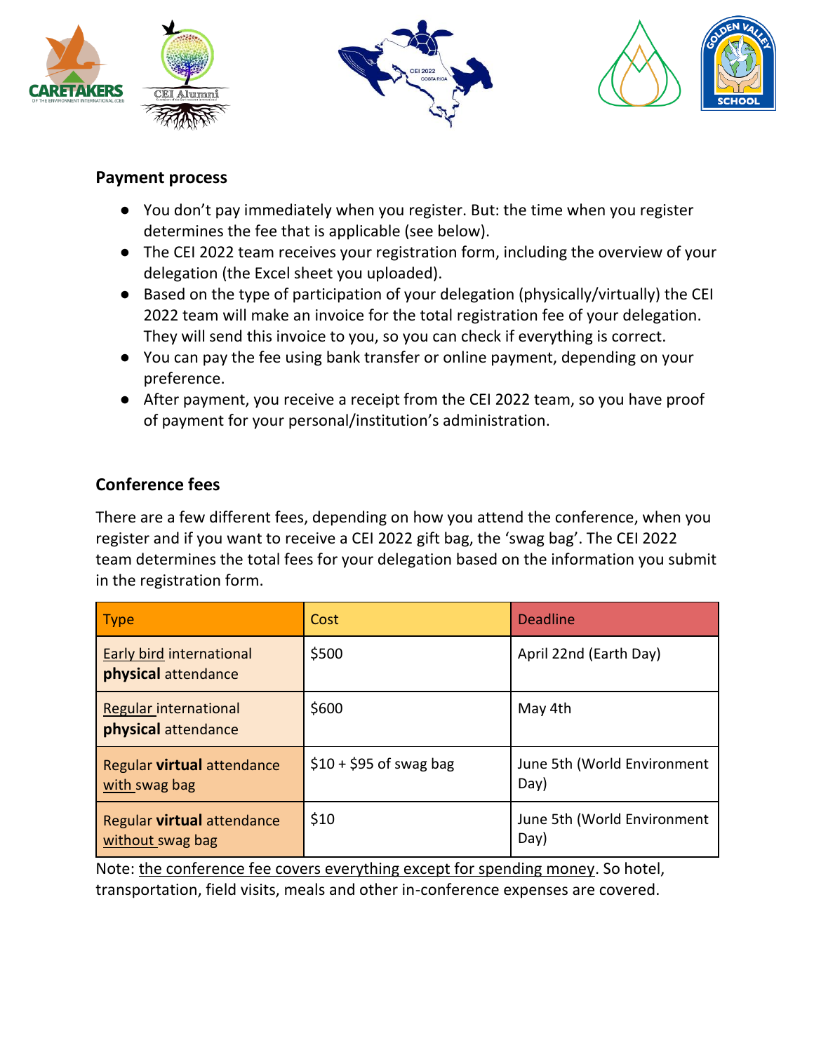## Payment process

- You don't pay immediately when you register. But: the time when you register determines the fee that is applicable (see below).
- The CEI 2022 team receives your registration form, including the overview of your delegation (the Excel sheet you uploaded).
- Based on the type of participation of your delegation (physically/virtually) the CEI 2022 team will make an invoice for the total registration fee of your delegation. They will send this invoice to you, so you can check if everything is correct.
- You can pay the fee using bank transfer or online payment, depending on your preference.
- After payment, you receive a receipt from the CEI 2022 team, so you have proof of payment for your personal/institution's administration.

## Conference fees

There are a few different fees, depending on how you attend the conference, when you register and if you want to receive a CEI 2022 gift bag, the 'swag bag'. The CEI 2022 team determines the total fees for your delegation based on the information you submit in the registration form.

| Type | Cost | Deadline |
|---|---|---|
| Early bird international **physical** attendance | $500 | April 22nd (Earth Day) |
| Regular international **physical** attendance | $600 | May 4th |
| Regular **virtual** attendance with swag bag | $10 + $95 of swag bag | June 5th (World Environment Day) |
| Regular **virtual** attendance without swag bag | $10 | June 5th (World Environment Day) |

Note: the conference fee covers everything except for spending money. So hotel, transportation, field visits, meals and other in-conference expenses are covered.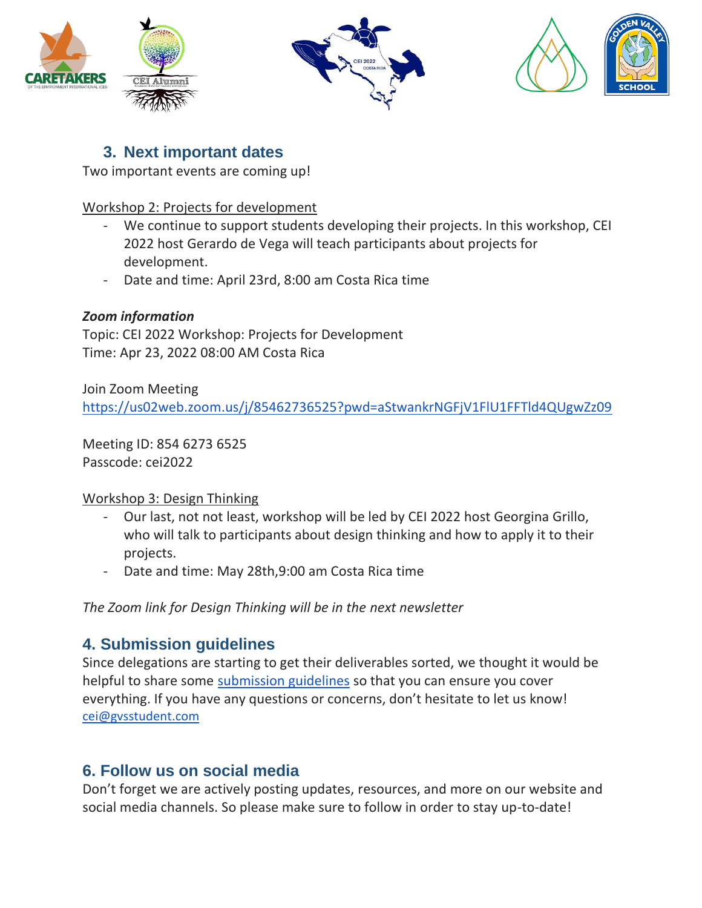## 3. Next important dates

Two important events are coming up!

Workshop 2: Projects for development

- We continue to support students developing their projects. In this workshop, CEI 2022 host Gerardo de Vega will teach participants about projects for development.
- Date and time: April 23rd, 8:00 am Costa Rica time

***Zoom information***

Topic: CEI 2022 Workshop: Projects for Development
Time: Apr 23, 2022 08:00 AM Costa Rica

Join Zoom Meeting
https://us02web.zoom.us/j/85462736525?pwd=aStwankrNGFjV1FlU1FFTld4QUgwZz09

Meeting ID: 854 6273 6525
Passcode: cei2022

Workshop 3: Design Thinking

- Our last, not not least, workshop will be led by CEI 2022 host Georgina Grillo, who will talk to participants about design thinking and how to apply it to their projects.
- Date and time: May 28th,9:00 am Costa Rica time

*The Zoom link for Design Thinking will be in the next newsletter*

## 4. Submission guidelines

Since delegations are starting to get their deliverables sorted, we thought it would be helpful to share some submission guidelines so that you can ensure you cover everything. If you have any questions or concerns, don't hesitate to let us know! cei@gvsstudent.com

## 6. Follow us on social media

Don't forget we are actively posting updates, resources, and more on our website and social media channels. So please make sure to follow in order to stay up-to-date!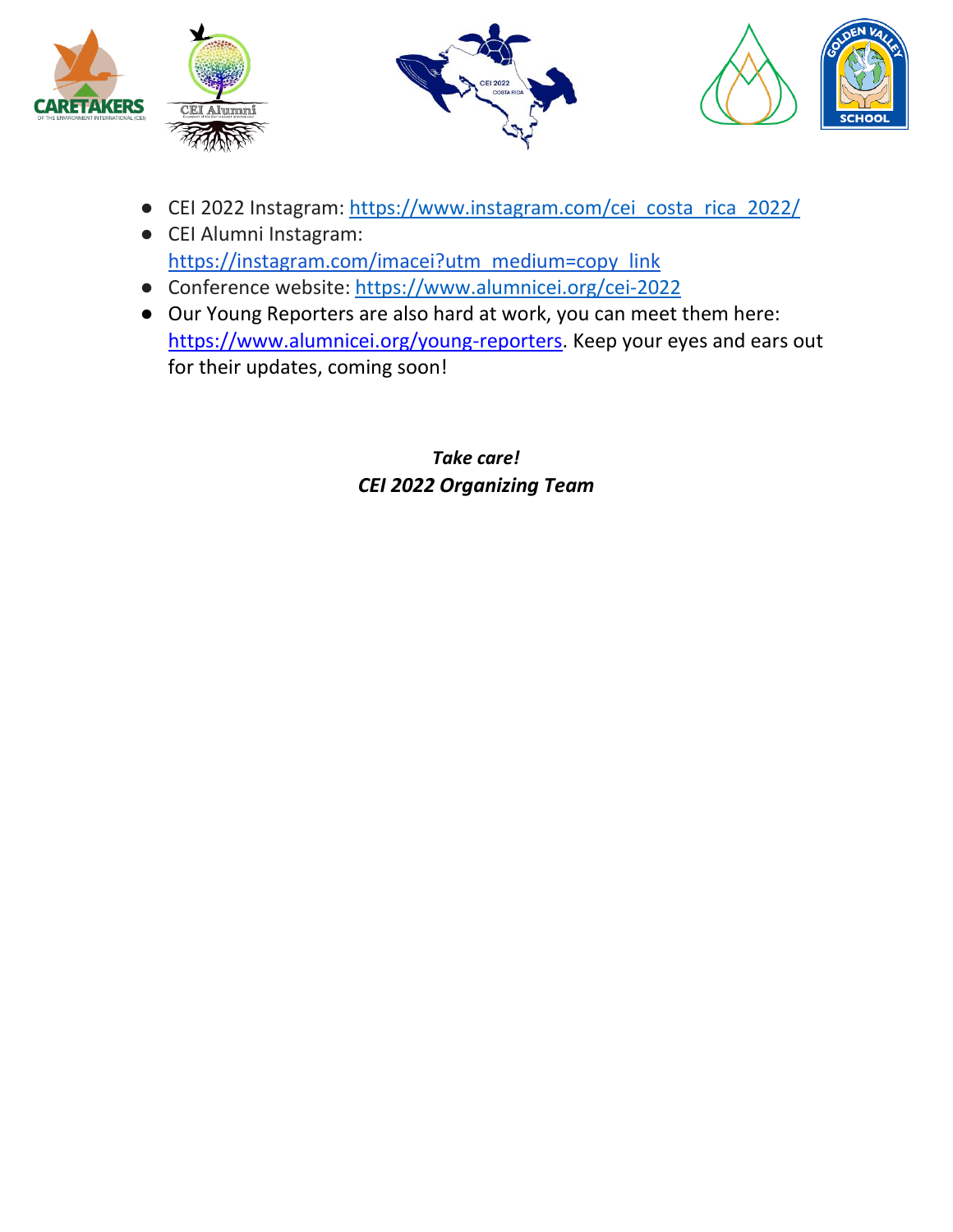- CEI 2022 Instagram: https://www.instagram.com/cei_costa_rica_2022/
- CEI Alumni Instagram: https://instagram.com/imacei?utm_medium=copy_link
- Conference website: https://www.alumnicei.org/cei-2022
- Our Young Reporters are also hard at work, you can meet them here: https://www.alumnicei.org/young-reporters. Keep your eyes and ears out for their updates, coming soon!

***Take care!***
***CEI 2022 Organizing Team***